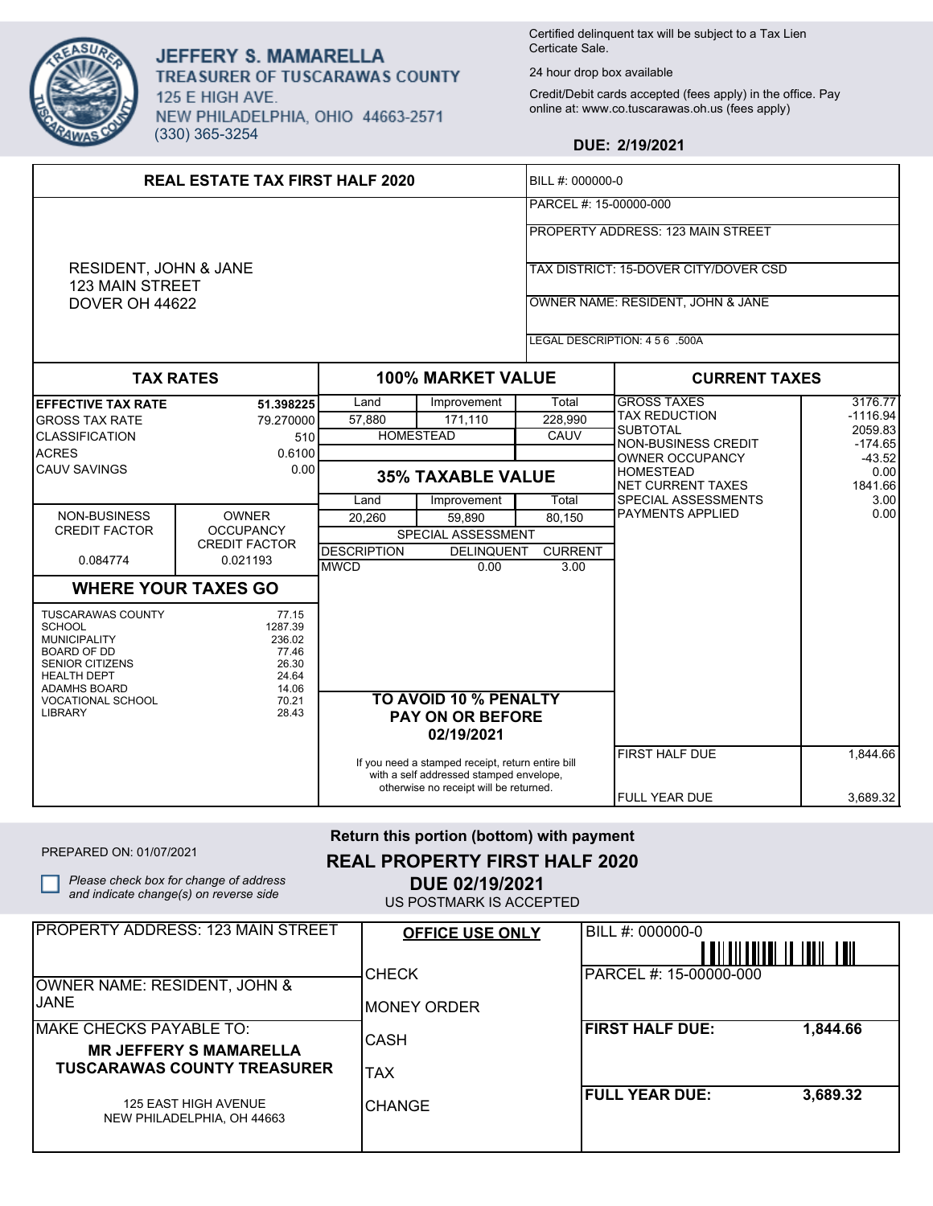# JEFFERY S. MAMARELLA
## TREASURER OF TUSCARAWAS COUNTY

125 E HIGH AVE.
NEW PHILADELPHIA, OHIO 44663-2571
(330) 365-3254

Certified delinquent tax will be subject to a Tax Lien Certicate Sale.

24 hour drop box available

Credit/Debit cards accepted (fees apply) in the office. Pay online at: www.co.tuscarawas.oh.us (fees apply)

**DUE: 2/19/2021**

## REAL ESTATE TAX FIRST HALF 2020

RESIDENT, JOHN & JANE
123 MAIN STREET
DOVER OH 44622

BILL #: 000000-0

PARCEL #: 15-00000-000

PROPERTY ADDRESS: 123 MAIN STREET

TAX DISTRICT: 15-DOVER CITY/DOVER CSD

OWNER NAME: RESIDENT, JOHN & JANE

LEGAL DESCRIPTION: 4 5 6 .500A

### TAX RATES

| | |
|---|---|
| **EFFECTIVE TAX RATE** | **51.398225** |
| GROSS TAX RATE | 79.270000 |
| CLASSIFICATION | 510 |
| ACRES | 0.6100 |
| CAUV SAVINGS | 0.00 |

| NON-BUSINESS CREDIT FACTOR | OWNER OCCUPANCY CREDIT FACTOR |
|---|---|
| 0.084774 | 0.021193 |

### WHERE YOUR TAXES GO

| | |
|---|---|
| TUSCARAWAS COUNTY | 77.15 |
| SCHOOL | 1287.39 |
| MUNICIPALITY | 236.02 |
| BOARD OF DD | 77.46 |
| SENIOR CITIZENS | 26.30 |
| HEALTH DEPT | 24.64 |
| ADAMHS BOARD | 14.06 |
| VOCATIONAL SCHOOL | 70.21 |
| LIBRARY | 28.43 |

### 100% MARKET VALUE

| Land | Improvement | Total |
|---|---|---|
| 57,880 | 171,110 | 228,990 |
| | HOMESTEAD | CAUV |

### 35% TAXABLE VALUE

| Land | Improvement | Total |
|---|---|---|
| 20,260 | 59,890 | 80,150 |

SPECIAL ASSESSMENT

| DESCRIPTION | DELINQUENT | CURRENT |
|---|---|---|
| MWCD | 0.00 | 3.00 |

**TO AVOID 10 % PENALTY PAY ON OR BEFORE 02/19/2021**

If you need a stamped receipt, return entire bill with a self addressed stamped envelope, otherwise no receipt will be returned.

### CURRENT TAXES

| | |
|---|---|
| GROSS TAXES | 3176.77 |
| TAX REDUCTION | -1116.94 |
| SUBTOTAL | 2059.83 |
| NON-BUSINESS CREDIT | -174.65 |
| OWNER OCCUPANCY | -43.52 |
| HOMESTEAD | 0.00 |
| NET CURRENT TAXES | 1841.66 |
| SPECIAL ASSESSMENTS | 3.00 |
| PAYMENTS APPLIED | 0.00 |
| FIRST HALF DUE | 1,844.66 |
| FULL YEAR DUE | 3,689.32 |

---

PREPARED ON: 01/07/2021

☐ *Please check box for change of address and indicate change(s) on reverse side*

**Return this portion (bottom) with payment**

**REAL PROPERTY FIRST HALF 2020**

**DUE 02/19/2021**

US POSTMARK IS ACCEPTED

PROPERTY ADDRESS: 123 MAIN STREET

OWNER NAME: RESIDENT, JOHN & JANE

MAKE CHECKS PAYABLE TO:

**MR JEFFERY S MAMARELLA**
**TUSCARAWAS COUNTY TREASURER**

125 EAST HIGH AVENUE
NEW PHILADELPHIA, OH 44663

**OFFICE USE ONLY**

CHECK

MONEY ORDER

CASH

TAX

CHANGE

BILL #: 000000-0

PARCEL #: 15-00000-000

| | |
|---|---|
| **FIRST HALF DUE:** | **1,844.66** |
| **FULL YEAR DUE:** | **3,689.32** |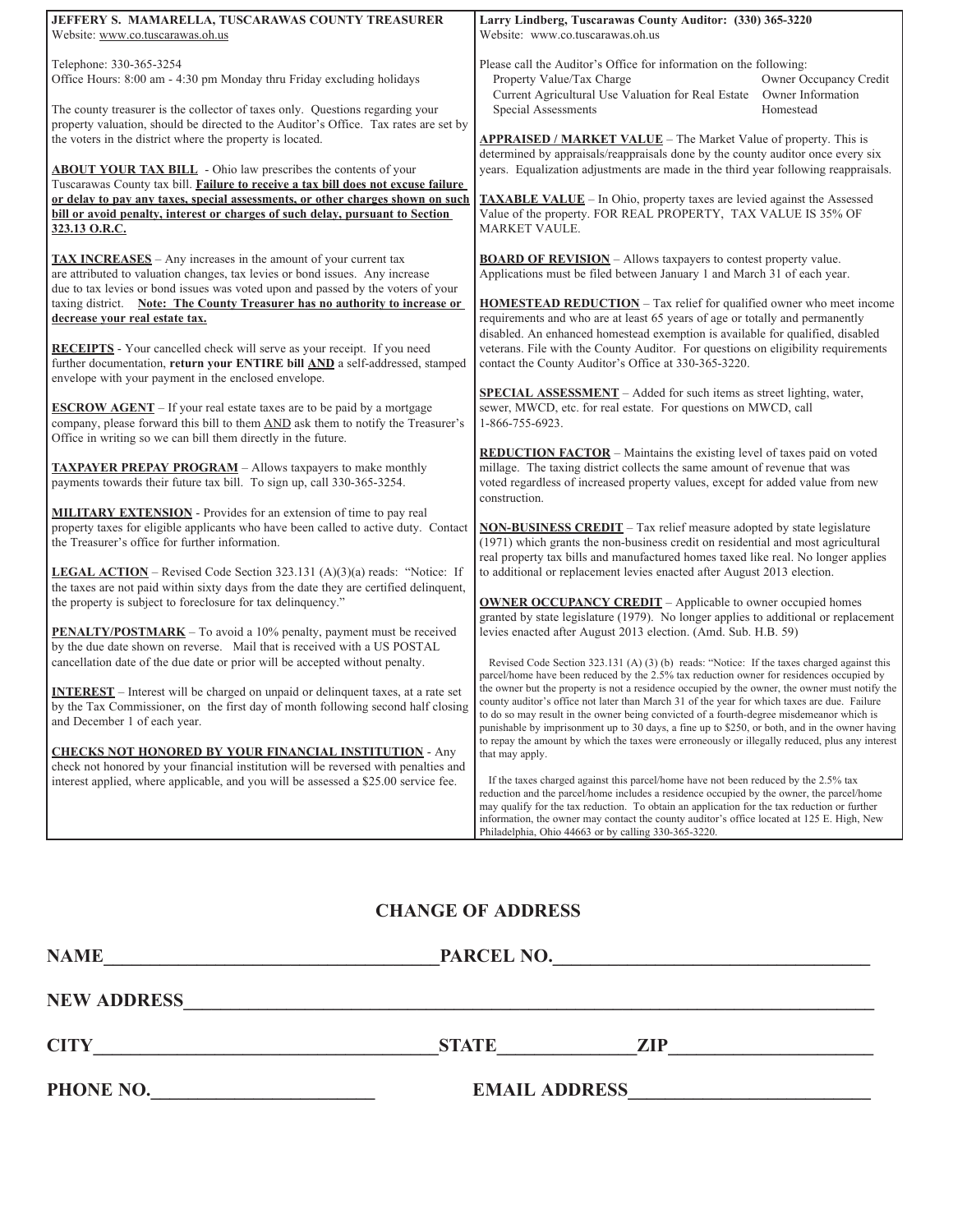**JEFFERY S. MAMARELLA, TUSCARAWAS COUNTY TREASURER**
Website: www.co.tuscarawas.oh.us

Telephone: 330-365-3254
Office Hours: 8:00 am - 4:30 pm Monday thru Friday excluding holidays

The county treasurer is the collector of taxes only. Questions regarding your property valuation, should be directed to the Auditor's Office. Tax rates are set by the voters in the district where the property is located.

**ABOUT YOUR TAX BILL** - Ohio law prescribes the contents of your Tuscarawas County tax bill. **Failure to receive a tax bill does not excuse failure or delay to pay any taxes, special assessments, or other charges shown on such bill or avoid penalty, interest or charges of such delay, pursuant to Section 323.13 O.R.C.**

**TAX INCREASES** – Any increases in the amount of your current tax are attributed to valuation changes, tax levies or bond issues. Any increase due to tax levies or bond issues was voted upon and passed by the voters of your taxing district. **Note: The County Treasurer has no authority to increase or decrease your real estate tax.**

**RECEIPTS** - Your cancelled check will serve as your receipt. If you need further documentation, **return your ENTIRE bill AND** a self-addressed, stamped envelope with your payment in the enclosed envelope.

**ESCROW AGENT** – If your real estate taxes are to be paid by a mortgage company, please forward this bill to them AND ask them to notify the Treasurer's Office in writing so we can bill them directly in the future.

**TAXPAYER PREPAY PROGRAM** – Allows taxpayers to make monthly payments towards their future tax bill. To sign up, call 330-365-3254.

**MILITARY EXTENSION** - Provides for an extension of time to pay real property taxes for eligible applicants who have been called to active duty. Contact the Treasurer's office for further information.

**LEGAL ACTION** – Revised Code Section 323.131 (A)(3)(a) reads: "Notice: If the taxes are not paid within sixty days from the date they are certified delinquent, the property is subject to foreclosure for tax delinquency."

**PENALTY/POSTMARK** – To avoid a 10% penalty, payment must be received by the due date shown on reverse. Mail that is received with a US POSTAL cancellation date of the due date or prior will be accepted without penalty.

**INTEREST** – Interest will be charged on unpaid or delinquent taxes, at a rate set by the Tax Commissioner, on the first day of month following second half closing and December 1 of each year.

**CHECKS NOT HONORED BY YOUR FINANCIAL INSTITUTION** - Any check not honored by your financial institution will be reversed with penalties and interest applied, where applicable, and you will be assessed a $25.00 service fee.

**Larry Lindberg, Tuscarawas County Auditor: (330) 365-3220**
Website: www.co.tuscarawas.oh.us

Please call the Auditor's Office for information on the following:

- Property Value/Tax Charge
- Current Agricultural Use Valuation for Real Estate
- Special Assessments
- Owner Occupancy Credit
- Owner Information
- Homestead

**APPRAISED / MARKET VALUE** – The Market Value of property. This is determined by appraisals/reappraisals done by the county auditor once every six years. Equalization adjustments are made in the third year following reappraisals.

**TAXABLE VALUE** – In Ohio, property taxes are levied against the Assessed Value of the property. FOR REAL PROPERTY, TAX VALUE IS 35% OF MARKET VAULE.

**BOARD OF REVISION** – Allows taxpayers to contest property value. Applications must be filed between January 1 and March 31 of each year.

**HOMESTEAD REDUCTION** – Tax relief for qualified owner who meet income requirements and who are at least 65 years of age or totally and permanently disabled. An enhanced homestead exemption is available for qualified, disabled veterans. File with the County Auditor. For questions on eligibility requirements contact the County Auditor's Office at 330-365-3220.

**SPECIAL ASSESSMENT** – Added for such items as street lighting, water, sewer, MWCD, etc. for real estate. For questions on MWCD, call 1-866-755-6923.

**REDUCTION FACTOR** – Maintains the existing level of taxes paid on voted millage. The taxing district collects the same amount of revenue that was voted regardless of increased property values, except for added value from new construction.

**NON-BUSINESS CREDIT** – Tax relief measure adopted by state legislature (1971) which grants the non-business credit on residential and most agricultural real property tax bills and manufactured homes taxed like real. No longer applies to additional or replacement levies enacted after August 2013 election.

**OWNER OCCUPANCY CREDIT** – Applicable to owner occupied homes granted by state legislature (1979). No longer applies to additional or replacement levies enacted after August 2013 election. (Amd. Sub. H.B. 59)

Revised Code Section 323.131 (A) (3) (b) reads: "Notice: If the taxes charged against this parcel/home have been reduced by the 2.5% tax reduction owner for residences occupied by the owner but the property is not a residence occupied by the owner, the owner must notify the county auditor's office not later than March 31 of the year for which taxes are due. Failure to do so may result in the owner being convicted of a fourth-degree misdemeanor which is punishable by imprisonment up to 30 days, a fine up to $250, or both, and in the owner having to repay the amount by which the taxes were erroneously or illegally reduced, plus any interest that may apply.

If the taxes charged against this parcel/home have not been reduced by the 2.5% tax reduction and the parcel/home includes a residence occupied by the owner, the parcel/home may qualify for the tax reduction. To obtain an application for the tax reduction or further information, the owner may contact the county auditor's office located at 125 E. High, New Philadelphia, Ohio 44663 or by calling 330-365-3220.

## CHANGE OF ADDRESS

**NAME**\_\_\_\_\_\_\_\_\_\_\_\_\_\_\_\_\_\_\_\_ **PARCEL NO.**\_\_\_\_\_\_\_\_\_\_\_\_\_\_\_\_\_\_\_\_

**NEW ADDRESS**\_\_\_\_\_\_\_\_\_\_\_\_\_\_\_\_\_\_\_\_\_\_\_\_\_\_\_\_\_\_\_\_\_\_\_\_\_\_\_\_

**CITY**\_\_\_\_\_\_\_\_\_\_\_\_\_\_\_\_\_\_\_\_ **STATE**\_\_\_\_\_\_\_\_ **ZIP**\_\_\_\_\_\_\_\_\_\_\_\_

**PHONE NO.**\_\_\_\_\_\_\_\_\_\_\_\_\_\_\_\_ **EMAIL ADDRESS**\_\_\_\_\_\_\_\_\_\_\_\_\_\_\_\_